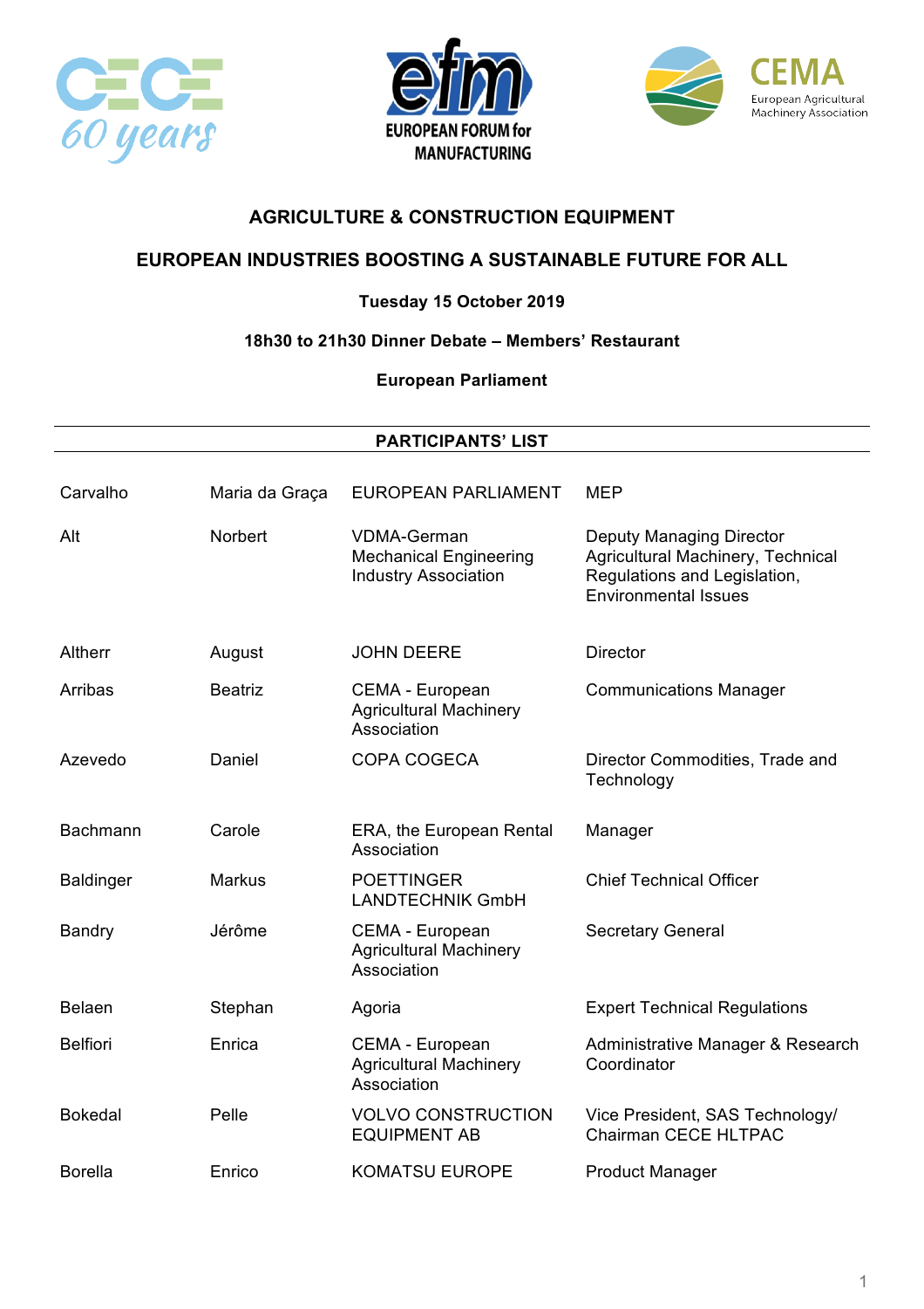# AGRICULTURE & CONSTRUCTION EQUIPMENT

## EUROPEAN INDUSTRIES BOOSTING A SUSTAINABLE FUTURE FOR ALL

**Tuesday 15 October 2019**

**18h30 to 21h30 Dinner Debate – Members' Restaurant**

**European Parliament**

---

**PARTICIPANTS' LIST**

| | | | |
|---|---|---|---|
| Carvalho | Maria da Graça | EUROPEAN PARLIAMENT | MEP |
| Alt | Norbert | VDMA-German Mechanical Engineering Industry Association | Deputy Managing Director Agricultural Machinery, Technical Regulations and Legislation, Environmental Issues |
| Altherr | August | JOHN DEERE | Director |
| Arribas | Beatriz | CEMA - European Agricultural Machinery Association | Communications Manager |
| Azevedo | Daniel | COPA COGECA | Director Commodities, Trade and Technology |
| Bachmann | Carole | ERA, the European Rental Association | Manager |
| Baldinger | Markus | POETTINGER LANDTECHNIK GmbH | Chief Technical Officer |
| Bandry | Jérôme | CEMA - European Agricultural Machinery Association | Secretary General |
| Belaen | Stephan | Agoria | Expert Technical Regulations |
| Belfiori | Enrica | CEMA - European Agricultural Machinery Association | Administrative Manager & Research Coordinator |
| Bokedal | Pelle | VOLVO CONSTRUCTION EQUIPMENT AB | Vice President, SAS Technology/ Chairman CECE HLTPAC |
| Borella | Enrico | KOMATSU EUROPE | Product Manager |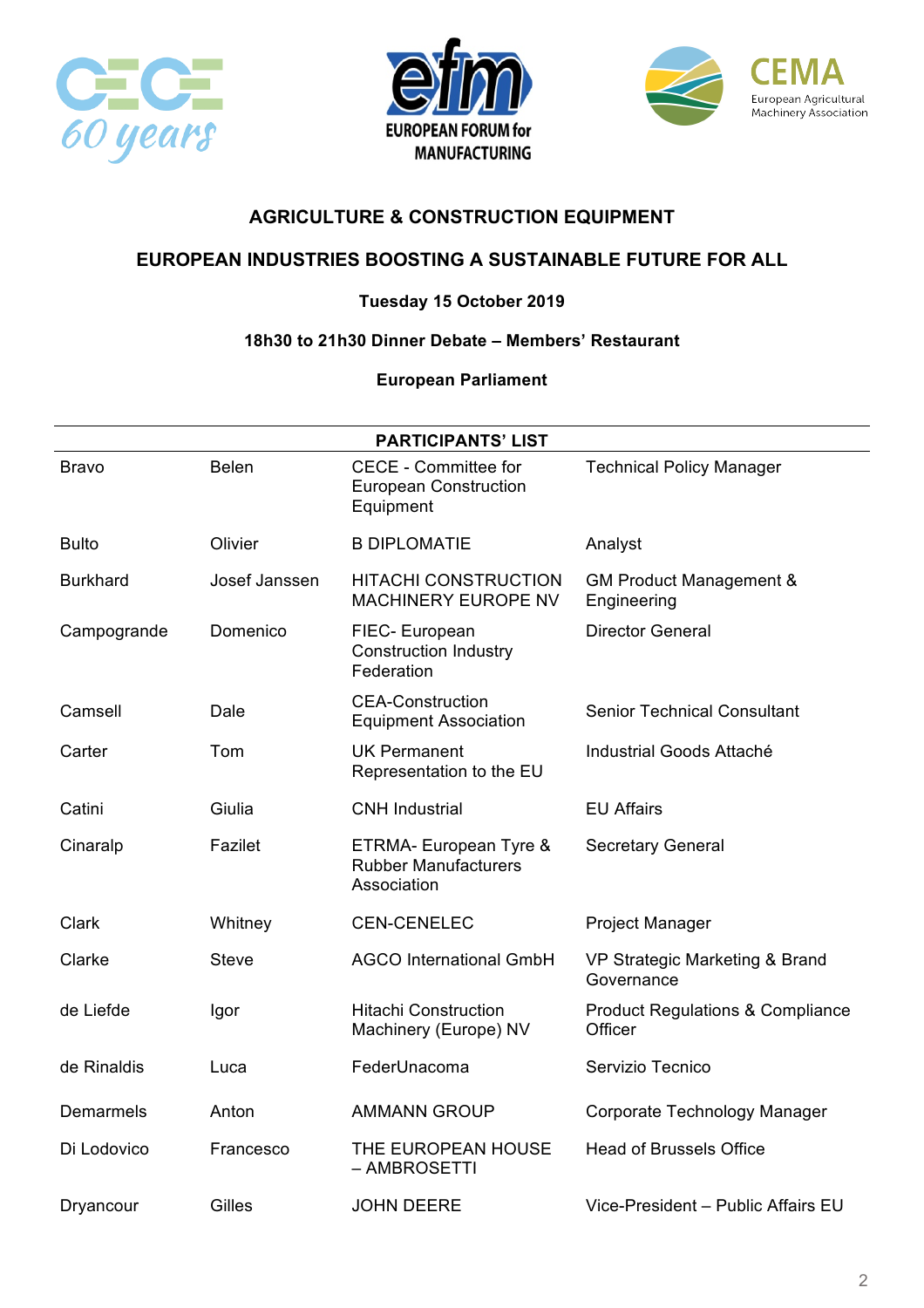**AGRICULTURE & CONSTRUCTION EQUIPMENT**

**EUROPEAN INDUSTRIES BOOSTING A SUSTAINABLE FUTURE FOR ALL**

**Tuesday 15 October 2019**

**18h30 to 21h30 Dinner Debate – Members' Restaurant**

**European Parliament**

| PARTICIPANTS' LIST | | | |
|---|---|---|---|
| Bravo | Belen | CECE - Committee for European Construction Equipment | Technical Policy Manager |
| Bulto | Olivier | B DIPLOMATIE | Analyst |
| Burkhard | Josef Janssen | HITACHI CONSTRUCTION MACHINERY EUROPE NV | GM Product Management & Engineering |
| Campogrande | Domenico | FIEC- European Construction Industry Federation | Director General |
| Camsell | Dale | CEA-Construction Equipment Association | Senior Technical Consultant |
| Carter | Tom | UK Permanent Representation to the EU | Industrial Goods Attaché |
| Catini | Giulia | CNH Industrial | EU Affairs |
| Cinaralp | Fazilet | ETRMA- European Tyre & Rubber Manufacturers Association | Secretary General |
| Clark | Whitney | CEN-CENELEC | Project Manager |
| Clarke | Steve | AGCO International GmbH | VP Strategic Marketing & Brand Governance |
| de Liefde | Igor | Hitachi Construction Machinery (Europe) NV | Product Regulations & Compliance Officer |
| de Rinaldis | Luca | FederUnacoma | Servizio Tecnico |
| Demarmels | Anton | AMMANN GROUP | Corporate Technology Manager |
| Di Lodovico | Francesco | THE EUROPEAN HOUSE – AMBROSETTI | Head of Brussels Office |
| Dryancour | Gilles | JOHN DEERE | Vice-President – Public Affairs EU |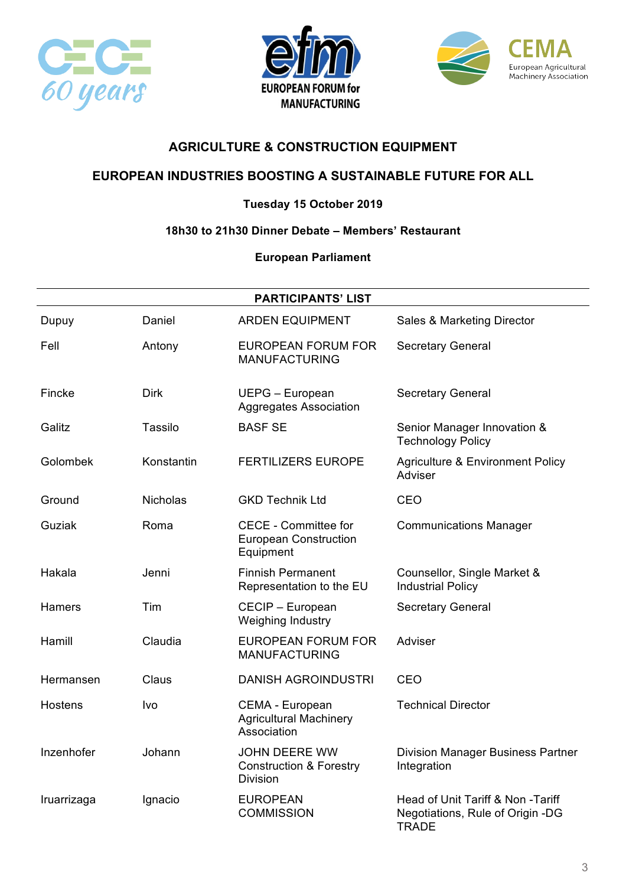## AGRICULTURE & CONSTRUCTION EQUIPMENT

## EUROPEAN INDUSTRIES BOOSTING A SUSTAINABLE FUTURE FOR ALL

**Tuesday 15 October 2019**

**18h30 to 21h30 Dinner Debate – Members' Restaurant**

**European Parliament**

**PARTICIPANTS' LIST**

| | | | |
|---|---|---|---|
| Dupuy | Daniel | ARDEN EQUIPMENT | Sales & Marketing Director |
| Fell | Antony | EUROPEAN FORUM FOR MANUFACTURING | Secretary General |
| Fincke | Dirk | UEPG – European Aggregates Association | Secretary General |
| Galitz | Tassilo | BASF SE | Senior Manager Innovation & Technology Policy |
| Golombek | Konstantin | FERTILIZERS EUROPE | Agriculture & Environment Policy Adviser |
| Ground | Nicholas | GKD Technik Ltd | CEO |
| Guziak | Roma | CECE - Committee for European Construction Equipment | Communications Manager |
| Hakala | Jenni | Finnish Permanent Representation to the EU | Counsellor, Single Market & Industrial Policy |
| Hamers | Tim | CECIP – European Weighing Industry | Secretary General |
| Hamill | Claudia | EUROPEAN FORUM FOR MANUFACTURING | Adviser |
| Hermansen | Claus | DANISH AGROINDUSTRI | CEO |
| Hostens | Ivo | CEMA - European Agricultural Machinery Association | Technical Director |
| Inzenhofer | Johann | JOHN DEERE WW Construction & Forestry Division | Division Manager Business Partner Integration |
| Iruarrizaga | Ignacio | EUROPEAN COMMISSION | Head of Unit Tariff & Non -Tariff Negotiations, Rule of Origin -DG TRADE |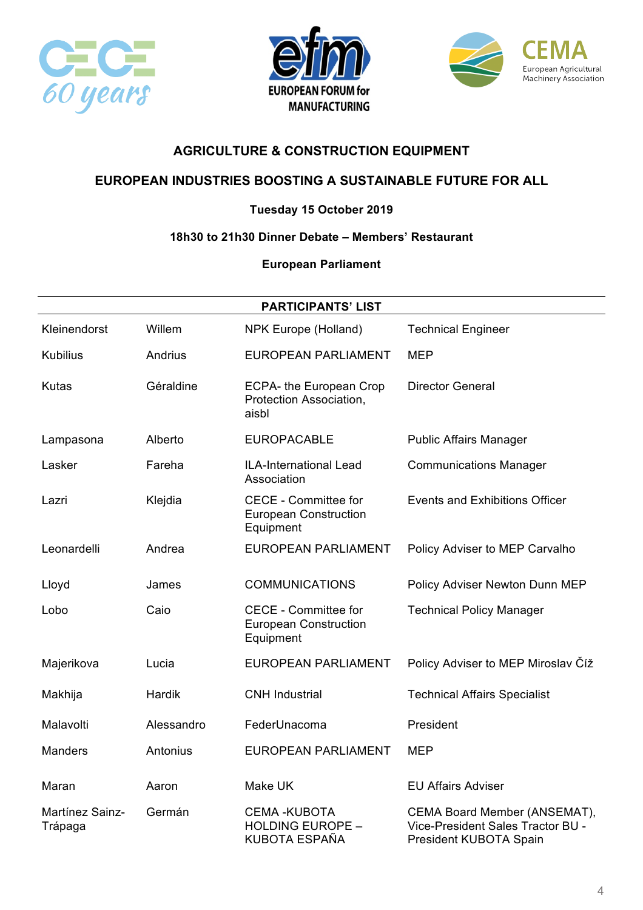**AGRICULTURE & CONSTRUCTION EQUIPMENT**

**EUROPEAN INDUSTRIES BOOSTING A SUSTAINABLE FUTURE FOR ALL**

**Tuesday 15 October 2019**

**18h30 to 21h30 Dinner Debate – Members' Restaurant**

**European Parliament**

| PARTICIPANTS' LIST | | | |
|---|---|---|---|
| Kleinendorst | Willem | NPK Europe (Holland) | Technical Engineer |
| Kubilius | Andrius | EUROPEAN PARLIAMENT | MEP |
| Kutas | Géraldine | ECPA- the European Crop Protection Association, aisbl | Director General |
| Lampasona | Alberto | EUROPACABLE | Public Affairs Manager |
| Lasker | Fareha | ILA-International Lead Association | Communications Manager |
| Lazri | Klejdia | CECE - Committee for European Construction Equipment | Events and Exhibitions Officer |
| Leonardelli | Andrea | EUROPEAN PARLIAMENT | Policy Adviser to MEP Carvalho |
| Lloyd | James | COMMUNICATIONS | Policy Adviser Newton Dunn MEP |
| Lobo | Caio | CECE - Committee for European Construction Equipment | Technical Policy Manager |
| Majerikova | Lucia | EUROPEAN PARLIAMENT | Policy Adviser to MEP Miroslav Číž |
| Makhija | Hardik | CNH Industrial | Technical Affairs Specialist |
| Malavolti | Alessandro | FederUnacoma | President |
| Manders | Antonius | EUROPEAN PARLIAMENT | MEP |
| Maran | Aaron | Make UK | EU Affairs Adviser |
| Martínez Sainz-Trápaga | Germán | CEMA -KUBOTA HOLDING EUROPE – KUBOTA ESPAÑA | CEMA Board Member (ANSEMAT), Vice-President Sales Tractor BU - President KUBOTA Spain |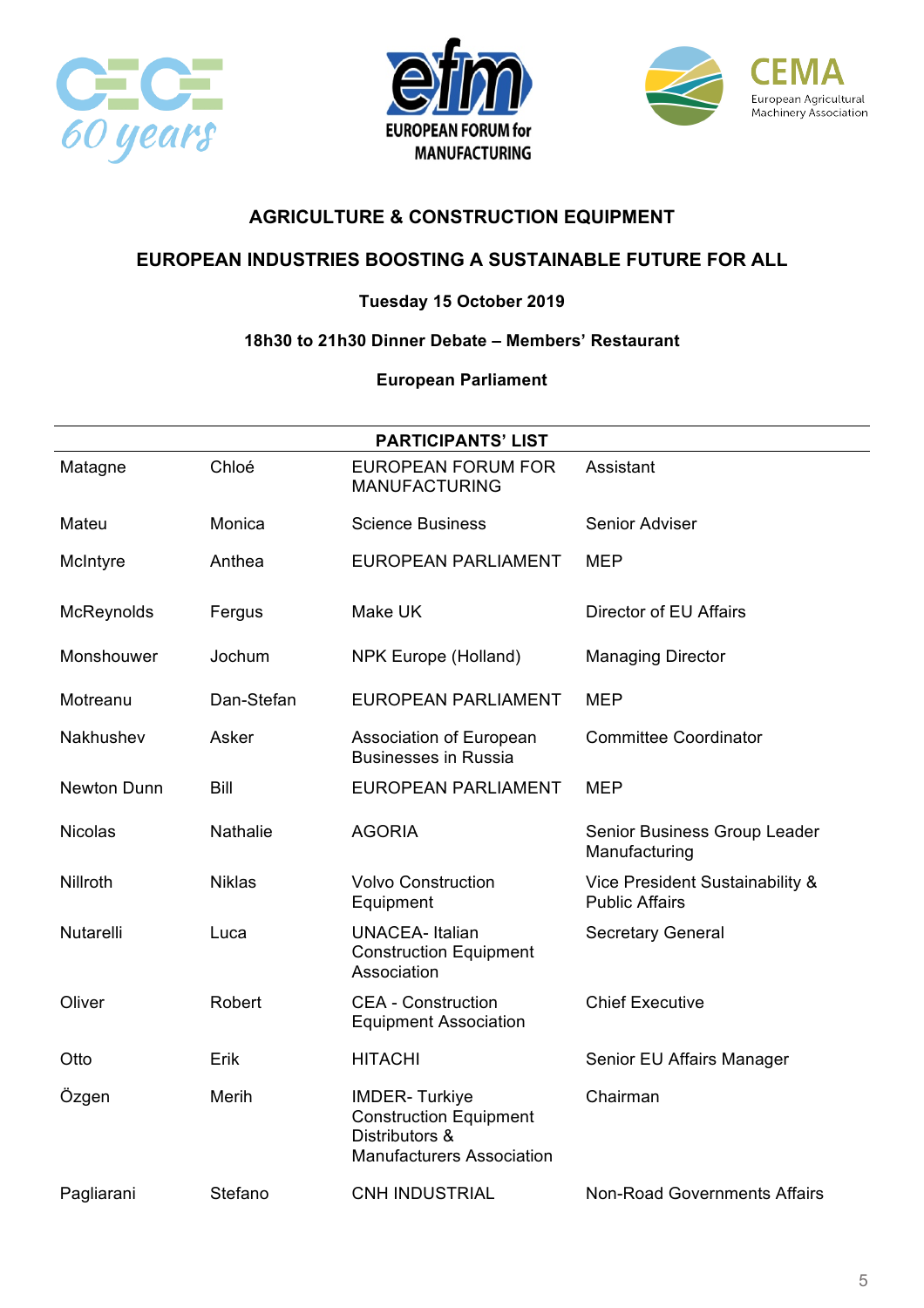**AGRICULTURE & CONSTRUCTION EQUIPMENT**

**EUROPEAN INDUSTRIES BOOSTING A SUSTAINABLE FUTURE FOR ALL**

**Tuesday 15 October 2019**

**18h30 to 21h30 Dinner Debate – Members' Restaurant**

**European Parliament**

**PARTICIPANTS' LIST**

| | | | |
|---|---|---|---|
| Matagne | Chloé | EUROPEAN FORUM FOR MANUFACTURING | Assistant |
| Mateu | Monica | Science Business | Senior Adviser |
| McIntyre | Anthea | EUROPEAN PARLIAMENT | MEP |
| McReynolds | Fergus | Make UK | Director of EU Affairs |
| Monshouwer | Jochum | NPK Europe (Holland) | Managing Director |
| Motreanu | Dan-Stefan | EUROPEAN PARLIAMENT | MEP |
| Nakhushev | Asker | Association of European Businesses in Russia | Committee Coordinator |
| Newton Dunn | Bill | EUROPEAN PARLIAMENT | MEP |
| Nicolas | Nathalie | AGORIA | Senior Business Group Leader Manufacturing |
| Nillroth | Niklas | Volvo Construction Equipment | Vice President Sustainability & Public Affairs |
| Nutarelli | Luca | UNACEA- Italian Construction Equipment Association | Secretary General |
| Oliver | Robert | CEA - Construction Equipment Association | Chief Executive |
| Otto | Erik | HITACHI | Senior EU Affairs Manager |
| Özgen | Merih | IMDER- Turkiye Construction Equipment Distributors & Manufacturers Association | Chairman |
| Pagliarani | Stefano | CNH INDUSTRIAL | Non-Road Governments Affairs |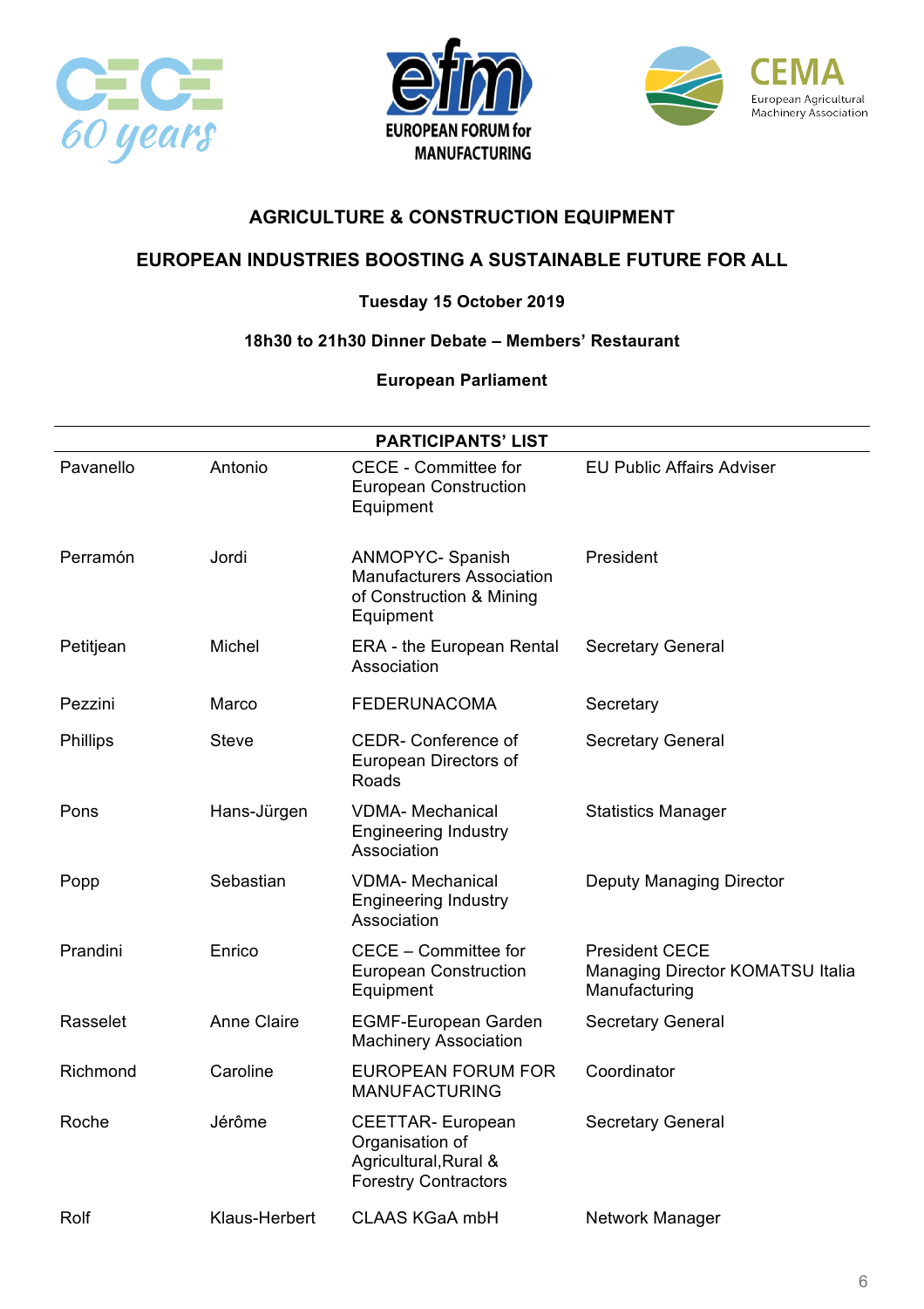**AGRICULTURE & CONSTRUCTION EQUIPMENT**

**EUROPEAN INDUSTRIES BOOSTING A SUSTAINABLE FUTURE FOR ALL**

**Tuesday 15 October 2019**

**18h30 to 21h30 Dinner Debate – Members' Restaurant**

**European Parliament**

| **PARTICIPANTS' LIST** | | | |
|---|---|---|---|
| Pavanello | Antonio | CECE - Committee for European Construction Equipment | EU Public Affairs Adviser |
| Perramón | Jordi | ANMOPYC- Spanish Manufacturers Association of Construction & Mining Equipment | President |
| Petitjean | Michel | ERA - the European Rental Association | Secretary General |
| Pezzini | Marco | FEDERUNACOMA | Secretary |
| Phillips | Steve | CEDR- Conference of European Directors of Roads | Secretary General |
| Pons | Hans-Jürgen | VDMA- Mechanical Engineering Industry Association | Statistics Manager |
| Popp | Sebastian | VDMA- Mechanical Engineering Industry Association | Deputy Managing Director |
| Prandini | Enrico | CECE – Committee for European Construction Equipment | President CECE Managing Director KOMATSU Italia Manufacturing |
| Rasselet | Anne Claire | EGMF-European Garden Machinery Association | Secretary General |
| Richmond | Caroline | EUROPEAN FORUM FOR MANUFACTURING | Coordinator |
| Roche | Jérôme | CEETTAR- European Organisation of Agricultural,Rural & Forestry Contractors | Secretary General |
| Rolf | Klaus-Herbert | CLAAS KGaA mbH | Network Manager |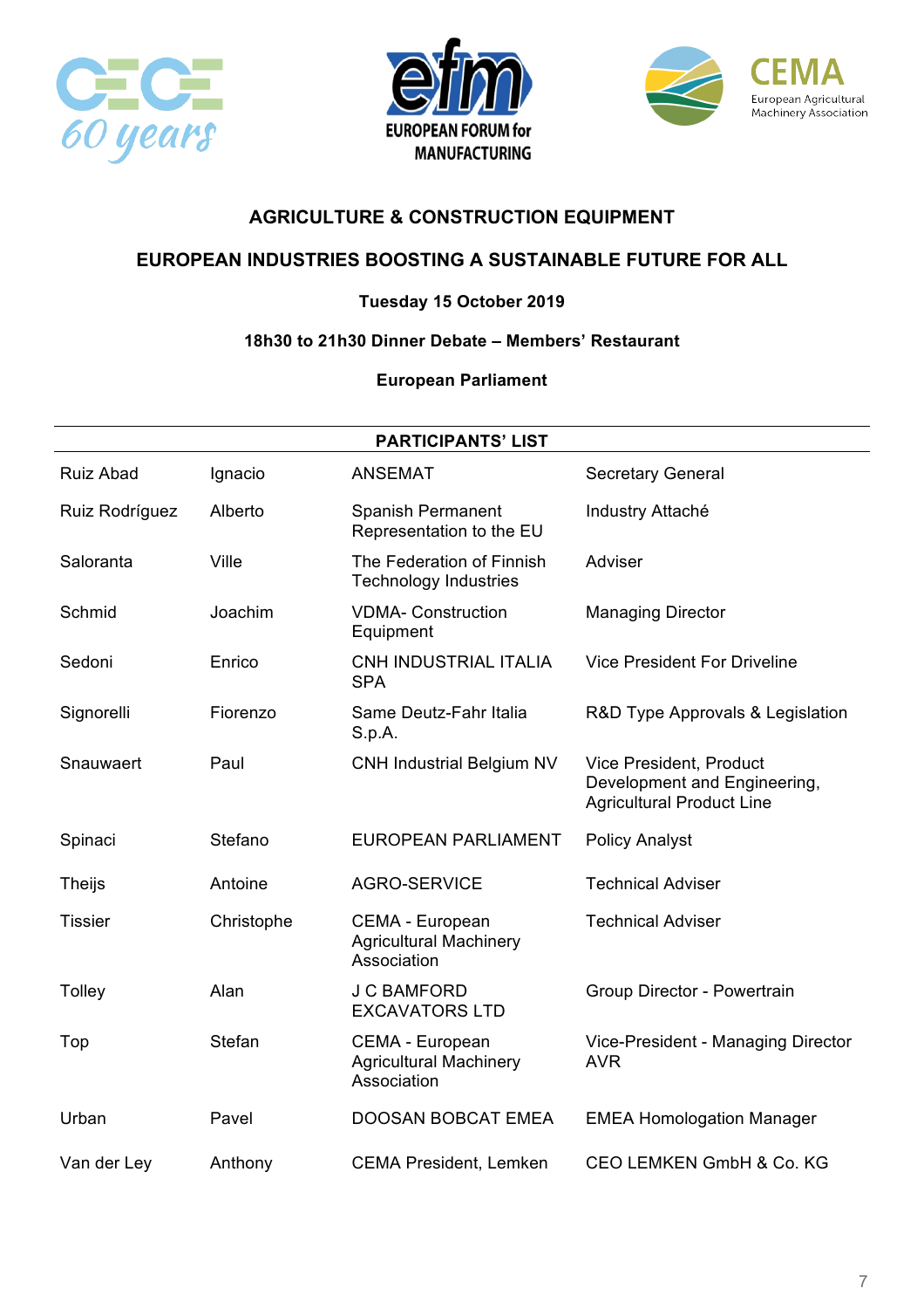**AGRICULTURE & CONSTRUCTION EQUIPMENT**

**EUROPEAN INDUSTRIES BOOSTING A SUSTAINABLE FUTURE FOR ALL**

**Tuesday 15 October 2019**

**18h30 to 21h30 Dinner Debate – Members' Restaurant**

**European Parliament**

**PARTICIPANTS' LIST**

| | | | |
|---|---|---|---|
| Ruiz Abad | Ignacio | ANSEMAT | Secretary General |
| Ruiz Rodríguez | Alberto | Spanish Permanent Representation to the EU | Industry Attaché |
| Saloranta | Ville | The Federation of Finnish Technology Industries | Adviser |
| Schmid | Joachim | VDMA- Construction Equipment | Managing Director |
| Sedoni | Enrico | CNH INDUSTRIAL ITALIA SPA | Vice President For Driveline |
| Signorelli | Fiorenzo | Same Deutz-Fahr Italia S.p.A. | R&D Type Approvals & Legislation |
| Snauwaert | Paul | CNH Industrial Belgium NV | Vice President, Product Development and Engineering, Agricultural Product Line |
| Spinaci | Stefano | EUROPEAN PARLIAMENT | Policy Analyst |
| Theijs | Antoine | AGRO-SERVICE | Technical Adviser |
| Tissier | Christophe | CEMA - European Agricultural Machinery Association | Technical Adviser |
| Tolley | Alan | J C BAMFORD EXCAVATORS LTD | Group Director - Powertrain |
| Top | Stefan | CEMA - European Agricultural Machinery Association | Vice-President - Managing Director AVR |
| Urban | Pavel | DOOSAN BOBCAT EMEA | EMEA Homologation Manager |
| Van der Ley | Anthony | CEMA President, Lemken | CEO LEMKEN GmbH & Co. KG |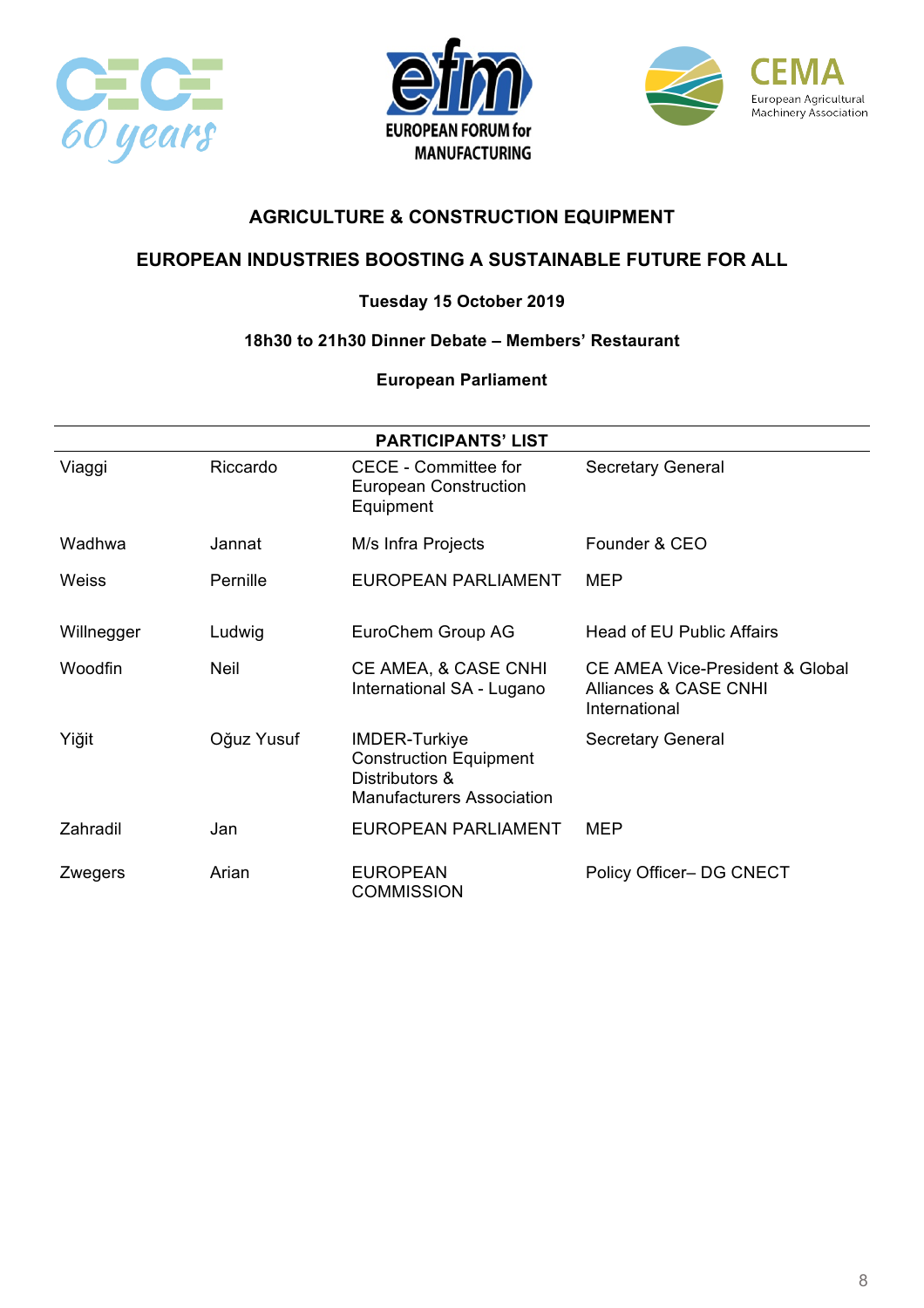**AGRICULTURE & CONSTRUCTION EQUIPMENT**

**EUROPEAN INDUSTRIES BOOSTING A SUSTAINABLE FUTURE FOR ALL**

**Tuesday 15 October 2019**

**18h30 to 21h30 Dinner Debate – Members' Restaurant**

**European Parliament**

**PARTICIPANTS' LIST**

| | | | |
|---|---|---|---|
| Viaggi | Riccardo | CECE - Committee for European Construction Equipment | Secretary General |
| Wadhwa | Jannat | M/s Infra Projects | Founder & CEO |
| Weiss | Pernille | EUROPEAN PARLIAMENT | MEP |
| Willnegger | Ludwig | EuroChem Group AG | Head of EU Public Affairs |
| Woodfin | Neil | CE AMEA, & CASE CNHI International SA - Lugano | CE AMEA Vice-President & Global Alliances & CASE CNHI International |
| Yiğit | Oğuz Yusuf | IMDER-Turkiye Construction Equipment Distributors & Manufacturers Association | Secretary General |
| Zahradil | Jan | EUROPEAN PARLIAMENT | MEP |
| Zwegers | Arian | EUROPEAN COMMISSION | Policy Officer– DG CNECT |